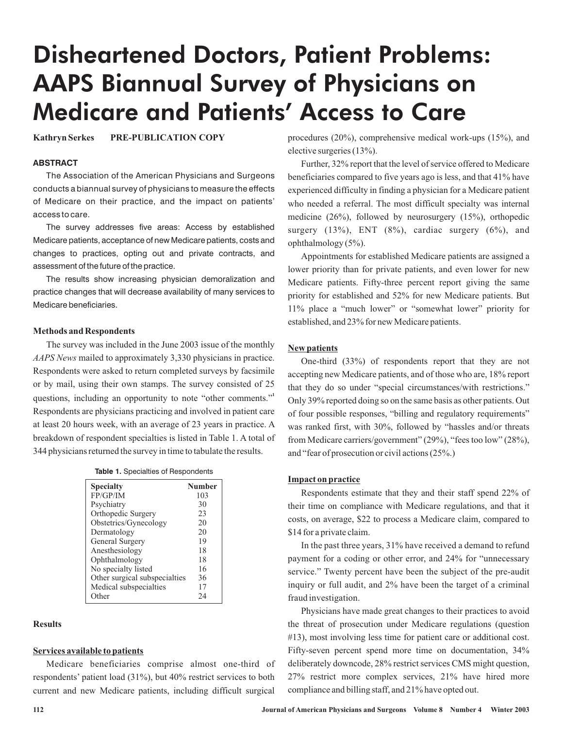# Disheartened Doctors, Patient Problems: AAPS Biannual Survey of Physicians on Medicare and Patients' Access to Care

**Kathryn Serkes** **PRE-PUBLICATION COPY**

**ABSTRACT**

The Association of the American Physicians and Surgeons conducts a biannual survey of physicians to measure the effects of Medicare on their practice, and the impact on patients' access to care.

The survey addresses five areas: Access by established Medicare patients, acceptance of new Medicare patients, costs and changes to practices, opting out and private contracts, and assessment of the future of the practice.

The results show increasing physician demoralization and practice changes that will decrease availability of many services to Medicare beneficiaries.

**Methods and Respondents**

The survey was included in the June 2003 issue of the monthly *AAPS News* mailed to approximately 3,330 physicians in practice. Respondents were asked to return completed surveys by facsimile or by mail, using their own stamps. The survey consisted of 25 questions, including an opportunity to note "other comments."[1] Respondents are physicians practicing and involved in patient care at least 20 hours week, with an average of 23 years in practice. A breakdown of respondent specialties is listed in Table 1. A total of 344 physicians returned the survey in time to tabulate the results.

**Table 1.** Specialties of Respondents

| Specialty | Number |
|---|---|
| FP/GP/IM | 103 |
| Psychiatry | 30 |
| Orthopedic Surgery | 23 |
| Obstetrics/Gynecology | 20 |
| Dermatology | 20 |
| General Surgery | 19 |
| Anesthesiology | 18 |
| Ophthalmology | 18 |
| No specialty listed | 16 |
| Other surgical subspecialties | 36 |
| Medical subspecialties | 17 |
| Other | 24 |

**Results**

**Services available to patients**

Medicare beneficiaries comprise almost one-third of respondents' patient load (31%), but 40% restrict services to both current and new Medicare patients, including difficult surgical procedures (20%), comprehensive medical work-ups (15%), and elective surgeries (13%).

Further, 32% report that the level of service offered to Medicare beneficiaries compared to five years ago is less, and that 41% have experienced difficulty in finding a physician for a Medicare patient who needed a referral. The most difficult specialty was internal medicine (26%), followed by neurosurgery (15%), orthopedic surgery (13%), ENT (8%), cardiac surgery (6%), and ophthalmology (5%).

Appointments for established Medicare patients are assigned a lower priority than for private patients, and even lower for new Medicare patients. Fifty-three percent report giving the same priority for established and 52% for new Medicare patients. But 11% place a "much lower" or "somewhat lower" priority for established, and 23% for new Medicare patients.

**New patients**

One-third (33%) of respondents report that they are not accepting new Medicare patients, and of those who are, 18% report that they do so under "special circumstances/with restrictions." Only 39% reported doing so on the same basis as other patients. Out of four possible responses, "billing and regulatory requirements" was ranked first, with 30%, followed by "hassles and/or threats from Medicare carriers/government" (29%), "fees too low" (28%), and "fear of prosecution or civil actions (25%.)

**Impact on practice**

Respondents estimate that they and their staff spend 22% of their time on compliance with Medicare regulations, and that it costs, on average, $22 to process a Medicare claim, compared to $14 for a private claim.

In the past three years, 31% have received a demand to refund payment for a coding or other error, and 24% for "unnecessary service." Twenty percent have been the subject of the pre-audit inquiry or full audit, and 2% have been the target of a criminal fraud investigation.

Physicians have made great changes to their practices to avoid the threat of prosecution under Medicare regulations (question #13), most involving less time for patient care or additional cost. Fifty-seven percent spend more time on documentation, 34% deliberately downcode, 28% restrict services CMS might question, 27% restrict more complex services, 21% have hired more compliance and billing staff, and 21% have opted out.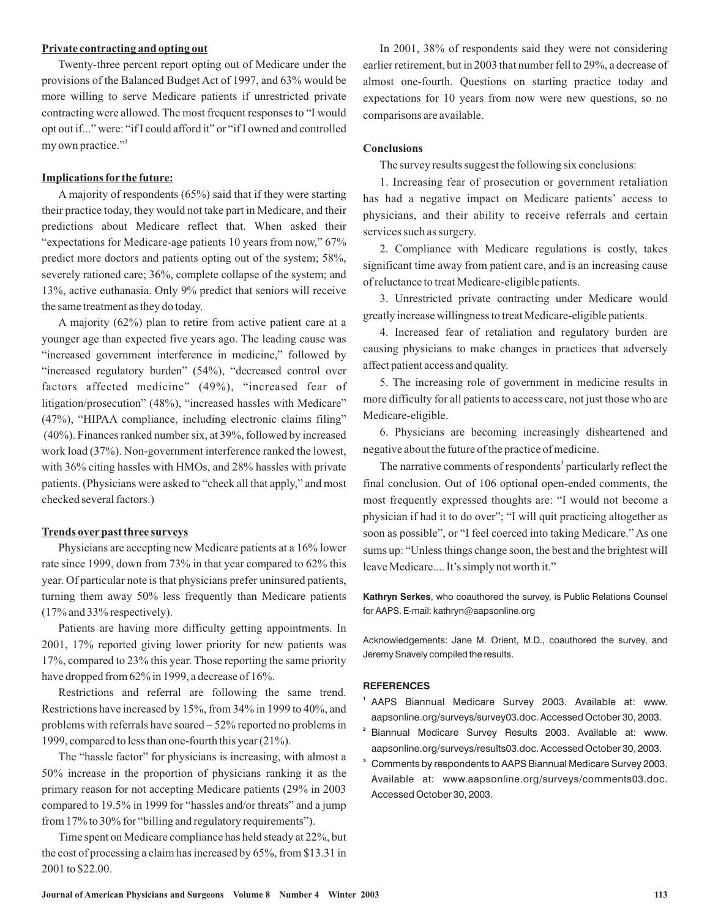### Private contracting and opting out

Twenty-three percent report opting out of Medicare under the provisions of the Balanced Budget Act of 1997, and 63% would be more willing to serve Medicare patients if unrestricted private contracting were allowed. The most frequent responses to "I would opt out if..." were: "if I could afford it" or "if I owned and controlled my own practice."[2]

### Implications for the future:

A majority of respondents (65%) said that if they were starting their practice today, they would not take part in Medicare, and their predictions about Medicare reflect that. When asked their "expectations for Medicare-age patients 10 years from now," 67% predict more doctors and patients opting out of the system; 58%, severely rationed care; 36%, complete collapse of the system; and 13%, active euthanasia. Only 9% predict that seniors will receive the same treatment as they do today.

A majority (62%) plan to retire from active patient care at a younger age than expected five years ago. The leading cause was "increased government interference in medicine," followed by "increased regulatory burden" (54%), "decreased control over factors affected medicine" (49%), "increased fear of litigation/prosecution" (48%), "increased hassles with Medicare" (47%), "HIPAA compliance, including electronic claims filing" (40%). Finances ranked number six, at 39%, followed by increased work load (37%). Non-government interference ranked the lowest, with 36% citing hassles with HMOs, and 28% hassles with private patients. (Physicians were asked to "check all that apply," and most checked several factors.)

### Trends over past three surveys

Physicians are accepting new Medicare patients at a 16% lower rate since 1999, down from 73% in that year compared to 62% this year. Of particular note is that physicians prefer uninsured patients, turning them away 50% less frequently than Medicare patients (17% and 33% respectively).

Patients are having more difficulty getting appointments. In 2001, 17% reported giving lower priority for new patients was 17%, compared to 23% this year. Those reporting the same priority have dropped from 62% in 1999, a decrease of 16%.

Restrictions and referral are following the same trend. Restrictions have increased by 15%, from 34% in 1999 to 40%, and problems with referrals have soared – 52% reported no problems in 1999, compared to less than one-fourth this year (21%).

The "hassle factor" for physicians is increasing, with almost a 50% increase in the proportion of physicians ranking it as the primary reason for not accepting Medicare patients (29% in 2003 compared to 19.5% in 1999 for "hassles and/or threats" and a jump from 17% to 30% for "billing and regulatory requirements").

Time spent on Medicare compliance has held steady at 22%, but the cost of processing a claim has increased by 65%, from $13.31 in 2001 to $22.00.

In 2001, 38% of respondents said they were not considering earlier retirement, but in 2003 that number fell to 29%, a decrease of almost one-fourth. Questions on starting practice today and expectations for 10 years from now were new questions, so no comparisons are available.

### Conclusions

The survey results suggest the following six conclusions:

1. Increasing fear of prosecution or government retaliation has had a negative impact on Medicare patients' access to physicians, and their ability to receive referrals and certain services such as surgery.

2. Compliance with Medicare regulations is costly, takes significant time away from patient care, and is an increasing cause of reluctance to treat Medicare-eligible patients.

3. Unrestricted private contracting under Medicare would greatly increase willingness to treat Medicare-eligible patients.

4. Increased fear of retaliation and regulatory burden are causing physicians to make changes in practices that adversely affect patient access and quality.

5. The increasing role of government in medicine results in more difficulty for all patients to access care, not just those who are Medicare-eligible.

6. Physicians are becoming increasingly disheartened and negative about the future of the practice of medicine.

The narrative comments of respondents[3] particularly reflect the final conclusion. Out of 106 optional open-ended comments, the most frequently expressed thoughts are: "I would not become a physician if had it to do over"; "I will quit practicing altogether as soon as possible", or "I feel coerced into taking Medicare." As one sums up: "Unless things change soon, the best and the brightest will leave Medicare.... It's simply not worth it."

**Kathryn Serkes**, who coauthored the survey, is Public Relations Counsel for AAPS. E-mail: kathryn@aapsonline.org

Acknowledgements: Jane M. Orient, M.D., coauthored the survey, and Jeremy Snavely compiled the results.

### REFERENCES

1. AAPS Biannual Medicare Survey 2003. Available at: www.aapsonline.org/surveys/survey03.doc. Accessed October 30, 2003.
2. Biannual Medicare Survey Results 2003. Available at: www.aapsonline.org/surveys/results03.doc. Accessed October 30, 2003.
3. Comments by respondents to AAPS Biannual Medicare Survey 2003. Available at: www.aapsonline.org/surveys/comments03.doc. Accessed October 30, 2003.